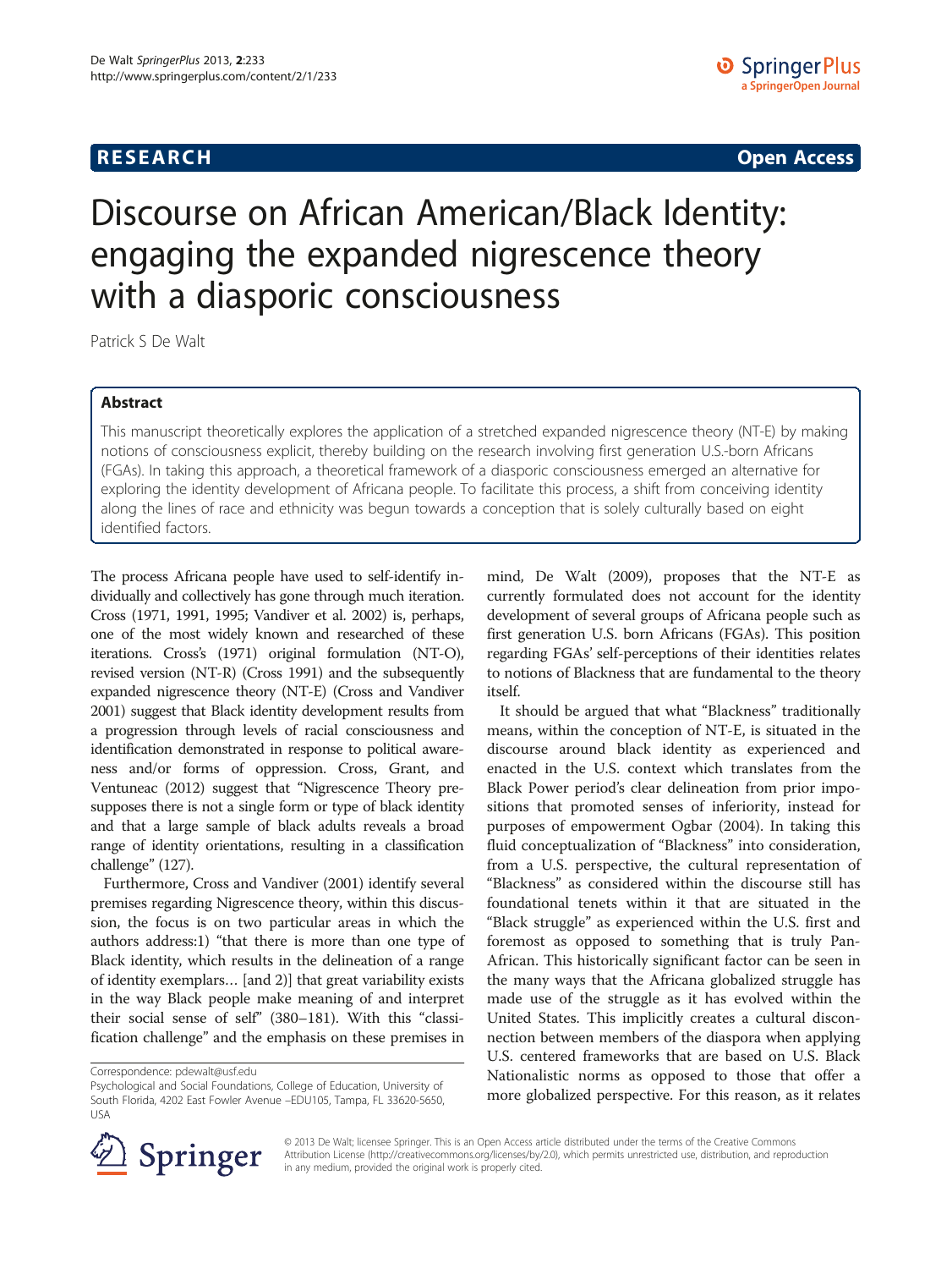RESEARCH Open Access

# Discourse on African American/Black Identity: engaging the expanded nigrescence theory with a diasporic consciousness

Patrick S De Walt

## Abstract

This manuscript theoretically explores the application of a stretched expanded nigrescence theory (NT-E) by making notions of consciousness explicit, thereby building on the research involving first generation U.S.-born Africans (FGAs). In taking this approach, a theoretical framework of a diasporic consciousness emerged an alternative for exploring the identity development of Africana people. To facilitate this process, a shift from conceiving identity along the lines of race and ethnicity was begun towards a conception that is solely culturally based on eight identified factors.

The process Africana people have used to self-identify individually and collectively has gone through much iteration. Cross (1971, 1991, 1995; Vandiver et al. 2002) is, perhaps, one of the most widely known and researched of these iterations. Cross's (1971) original formulation (NT-O), revised version (NT-R) (Cross 1991) and the subsequently expanded nigrescence theory (NT-E) (Cross and Vandiver 2001) suggest that Black identity development results from a progression through levels of racial consciousness and identification demonstrated in response to political awareness and/or forms of oppression. Cross, Grant, and Ventuneac (2012) suggest that "Nigrescence Theory presupposes there is not a single form or type of black identity and that a large sample of black adults reveals a broad range of identity orientations, resulting in a classification challenge" (127).

Furthermore, Cross and Vandiver (2001) identify several premises regarding Nigrescence theory, within this discussion, the focus is on two particular areas in which the authors address:1) "that there is more than one type of Black identity, which results in the delineation of a range of identity exemplars… [and 2)] that great variability exists in the way Black people make meaning of and interpret their social sense of self" (380–181). With this "classification challenge" and the emphasis on these premises in mind, De Walt (2009), proposes that the NT-E as currently formulated does not account for the identity development of several groups of Africana people such as first generation U.S. born Africans (FGAs). This position regarding FGAs' self-perceptions of their identities relates to notions of Blackness that are fundamental to the theory itself.

It should be argued that what "Blackness" traditionally means, within the conception of NT-E, is situated in the discourse around black identity as experienced and enacted in the U.S. context which translates from the Black Power period's clear delineation from prior impositions that promoted senses of inferiority, instead for purposes of empowerment Ogbar (2004). In taking this fluid conceptualization of "Blackness" into consideration, from a U.S. perspective, the cultural representation of "Blackness" as considered within the discourse still has foundational tenets within it that are situated in the "Black struggle" as experienced within the U.S. first and foremost as opposed to something that is truly Pan-African. This historically significant factor can be seen in the many ways that the Africana globalized struggle has made use of the struggle as it has evolved within the United States. This implicitly creates a cultural disconnection between members of the diaspora when applying U.S. centered frameworks that are based on U.S. Black Nationalistic norms as opposed to those that offer a more globalized perspective. For this reason, as it relates

Correspondence: pdewalt@usf.edu
Psychological and Social Foundations, College of Education, University of South Florida, 4202 East Fowler Avenue –EDU105, Tampa, FL 33620-5650, USA

© 2013 De Walt; licensee Springer. This is an Open Access article distributed under the terms of the Creative Commons Attribution License (http://creativecommons.org/licenses/by/2.0), which permits unrestricted use, distribution, and reproduction in any medium, provided the original work is properly cited.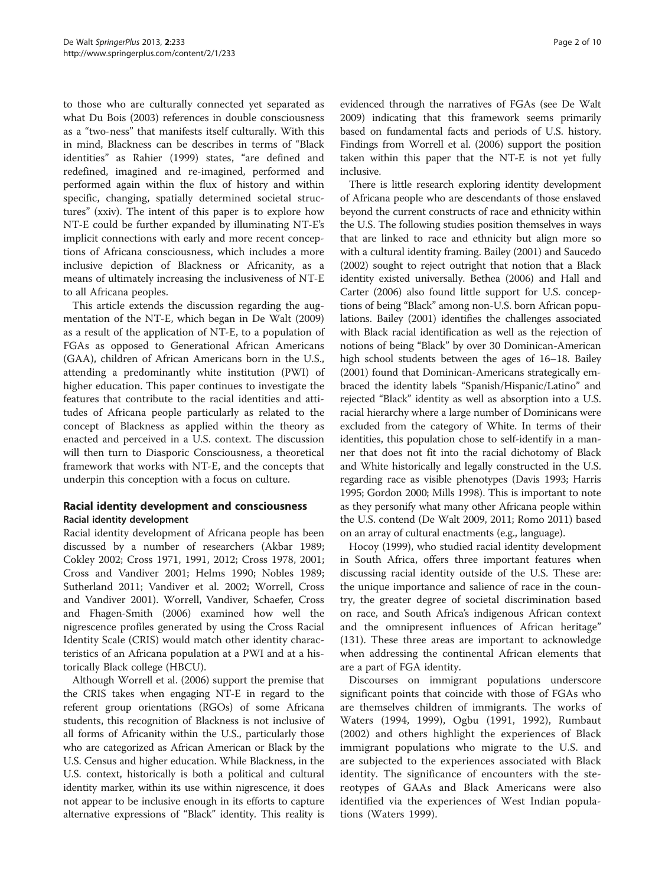to those who are culturally connected yet separated as what Du Bois (2003) references in double consciousness as a "two-ness" that manifests itself culturally. With this in mind, Blackness can be describes in terms of "Black identities" as Rahier (1999) states, "are defined and redefined, imagined and re-imagined, performed and performed again within the flux of history and within specific, changing, spatially determined societal structures" (xxiv). The intent of this paper is to explore how NT-E could be further expanded by illuminating NT-E's implicit connections with early and more recent conceptions of Africana consciousness, which includes a more inclusive depiction of Blackness or Africanity, as a means of ultimately increasing the inclusiveness of NT-E to all Africana peoples.

This article extends the discussion regarding the augmentation of the NT-E, which began in De Walt (2009) as a result of the application of NT-E, to a population of FGAs as opposed to Generational African Americans (GAA), children of African Americans born in the U.S., attending a predominantly white institution (PWI) of higher education. This paper continues to investigate the features that contribute to the racial identities and attitudes of Africana people particularly as related to the concept of Blackness as applied within the theory as enacted and perceived in a U.S. context. The discussion will then turn to Diasporic Consciousness, a theoretical framework that works with NT-E, and the concepts that underpin this conception with a focus on culture.

## Racial identity development and consciousness

### Racial identity development

Racial identity development of Africana people has been discussed by a number of researchers (Akbar 1989; Cokley 2002; Cross 1971, 1991, 2012; Cross 1978, 2001; Cross and Vandiver 2001; Helms 1990; Nobles 1989; Sutherland 2011; Vandiver et al. 2002; Worrell, Cross and Vandiver 2001). Worrell, Vandiver, Schaefer, Cross and Fhagen-Smith (2006) examined how well the nigrescence profiles generated by using the Cross Racial Identity Scale (CRIS) would match other identity characteristics of an Africana population at a PWI and at a historically Black college (HBCU).

Although Worrell et al. (2006) support the premise that the CRIS takes when engaging NT-E in regard to the referent group orientations (RGOs) of some Africana students, this recognition of Blackness is not inclusive of all forms of Africanity within the U.S., particularly those who are categorized as African American or Black by the U.S. Census and higher education. While Blackness, in the U.S. context, historically is both a political and cultural identity marker, within its use within nigrescence, it does not appear to be inclusive enough in its efforts to capture alternative expressions of "Black" identity. This reality is evidenced through the narratives of FGAs (see De Walt 2009) indicating that this framework seems primarily based on fundamental facts and periods of U.S. history. Findings from Worrell et al. (2006) support the position taken within this paper that the NT-E is not yet fully inclusive.

There is little research exploring identity development of Africana people who are descendants of those enslaved beyond the current constructs of race and ethnicity within the U.S. The following studies position themselves in ways that are linked to race and ethnicity but align more so with a cultural identity framing. Bailey (2001) and Saucedo (2002) sought to reject outright that notion that a Black identity existed universally. Bethea (2006) and Hall and Carter (2006) also found little support for U.S. conceptions of being "Black" among non-U.S. born African populations. Bailey (2001) identifies the challenges associated with Black racial identification as well as the rejection of notions of being "Black" by over 30 Dominican-American high school students between the ages of 16–18. Bailey (2001) found that Dominican-Americans strategically embraced the identity labels "Spanish/Hispanic/Latino" and rejected "Black" identity as well as absorption into a U.S. racial hierarchy where a large number of Dominicans were excluded from the category of White. In terms of their identities, this population chose to self-identify in a manner that does not fit into the racial dichotomy of Black and White historically and legally constructed in the U.S. regarding race as visible phenotypes (Davis 1993; Harris 1995; Gordon 2000; Mills 1998). This is important to note as they personify what many other Africana people within the U.S. contend (De Walt 2009, 2011; Romo 2011) based on an array of cultural enactments (e.g., language).

Hocoy (1999), who studied racial identity development in South Africa, offers three important features when discussing racial identity outside of the U.S. These are: the unique importance and salience of race in the country, the greater degree of societal discrimination based on race, and South Africa's indigenous African context and the omnipresent influences of African heritage" (131). These three areas are important to acknowledge when addressing the continental African elements that are a part of FGA identity.

Discourses on immigrant populations underscore significant points that coincide with those of FGAs who are themselves children of immigrants. The works of Waters (1994, 1999), Ogbu (1991, 1992), Rumbaut (2002) and others highlight the experiences of Black immigrant populations who migrate to the U.S. and are subjected to the experiences associated with Black identity. The significance of encounters with the stereotypes of GAAs and Black Americans were also identified via the experiences of West Indian populations (Waters 1999).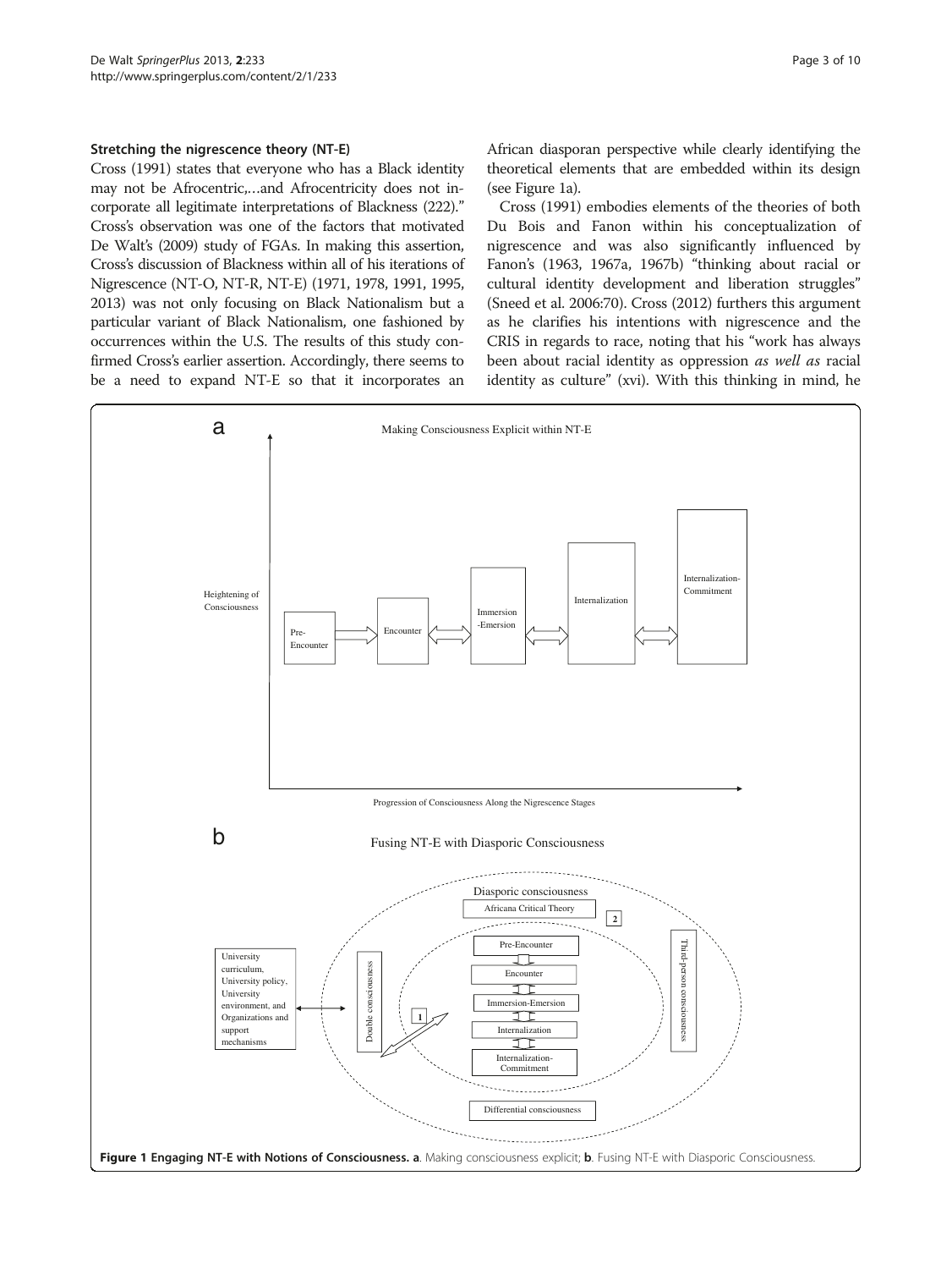### Stretching the nigrescence theory (NT-E)

Cross (1991) states that everyone who has a Black identity may not be Afrocentric,…and Afrocentricity does not incorporate all legitimate interpretations of Blackness (222)." Cross's observation was one of the factors that motivated De Walt's (2009) study of FGAs. In making this assertion, Cross's discussion of Blackness within all of his iterations of Nigrescence (NT-O, NT-R, NT-E) (1971, 1978, 1991, 1995, 2013) was not only focusing on Black Nationalism but a particular variant of Black Nationalism, one fashioned by occurrences within the U.S. The results of this study confirmed Cross's earlier assertion. Accordingly, there seems to be a need to expand NT-E so that it incorporates an African diasporan perspective while clearly identifying the theoretical elements that are embedded within its design (see Figure 1a).

Cross (1991) embodies elements of the theories of both Du Bois and Fanon within his conceptualization of nigrescence and was also significantly influenced by Fanon's (1963, 1967a, 1967b) "thinking about racial or cultural identity development and liberation struggles" (Sneed et al. 2006:70). Cross (2012) furthers this argument as he clarifies his intentions with nigrescence and the CRIS in regards to race, noting that his "work has always been about racial identity as oppression *as well as* racial identity as culture" (xvi). With this thinking in mind, he

**Figure 1 Engaging NT-E with Notions of Consciousness. a**. Making consciousness explicit; **b**. Fusing NT-E with Diasporic Consciousness.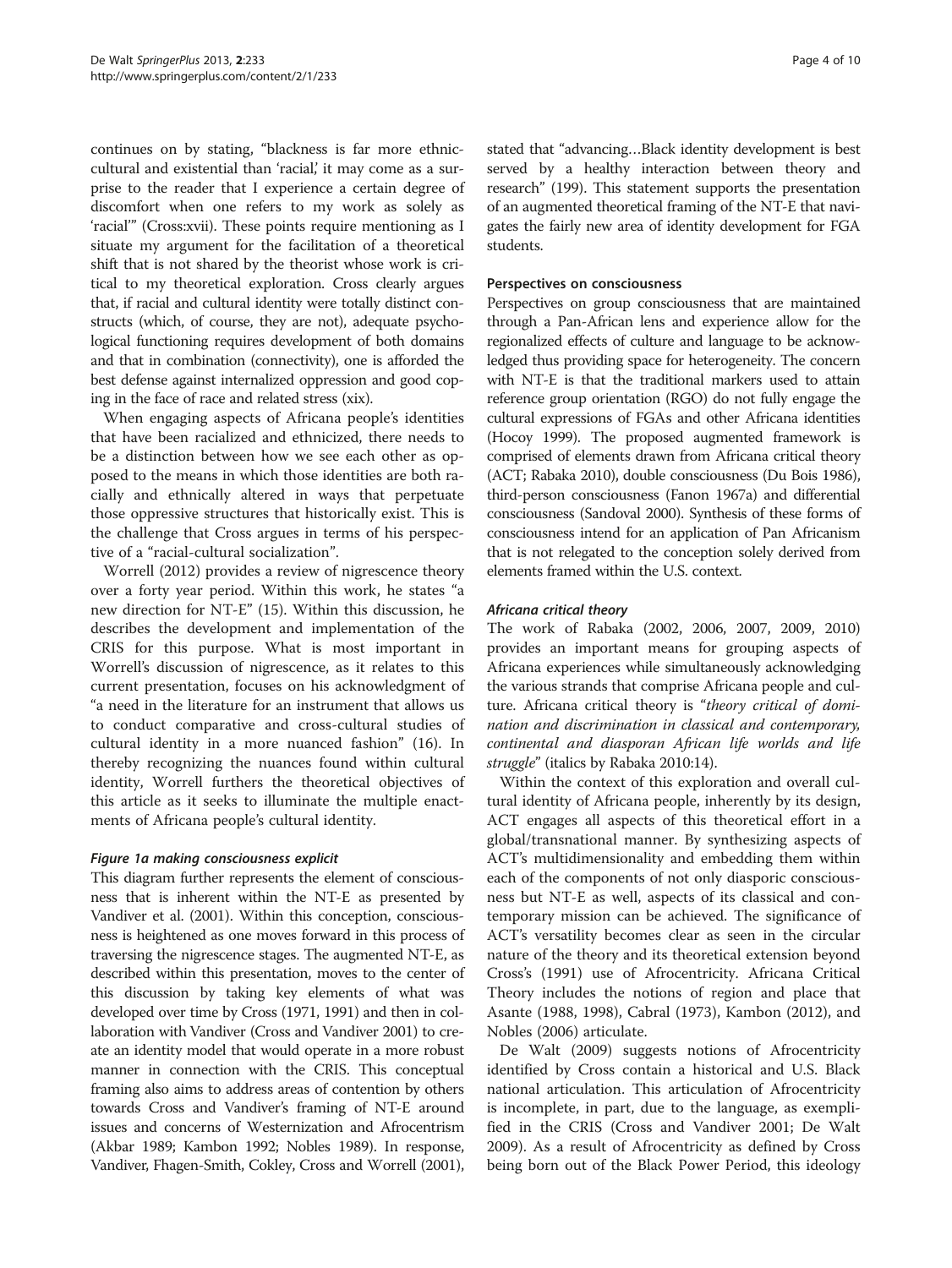continues on by stating, "blackness is far more ethnic-cultural and existential than 'racial,' it may come as a surprise to the reader that I experience a certain degree of discomfort when one refers to my work as solely as 'racial'" (Cross:xvii). These points require mentioning as I situate my argument for the facilitation of a theoretical shift that is not shared by the theorist whose work is critical to my theoretical exploration. Cross clearly argues that, if racial and cultural identity were totally distinct constructs (which, of course, they are not), adequate psychological functioning requires development of both domains and that in combination (connectivity), one is afforded the best defense against internalized oppression and good coping in the face of race and related stress (xix).

When engaging aspects of Africana people's identities that have been racialized and ethnicized, there needs to be a distinction between how we see each other as opposed to the means in which those identities are both racially and ethnically altered in ways that perpetuate those oppressive structures that historically exist. This is the challenge that Cross argues in terms of his perspective of a "racial-cultural socialization".

Worrell (2012) provides a review of nigrescence theory over a forty year period. Within this work, he states "a new direction for NT-E" (15). Within this discussion, he describes the development and implementation of the CRIS for this purpose. What is most important in Worrell's discussion of nigrescence, as it relates to this current presentation, focuses on his acknowledgment of "a need in the literature for an instrument that allows us to conduct comparative and cross-cultural studies of cultural identity in a more nuanced fashion" (16). In thereby recognizing the nuances found within cultural identity, Worrell furthers the theoretical objectives of this article as it seeks to illuminate the multiple enactments of Africana people's cultural identity.

#### *Figure 1a making consciousness explicit*

This diagram further represents the element of consciousness that is inherent within the NT-E as presented by Vandiver et al. (2001). Within this conception, consciousness is heightened as one moves forward in this process of traversing the nigrescence stages. The augmented NT-E, as described within this presentation, moves to the center of this discussion by taking key elements of what was developed over time by Cross (1971, 1991) and then in collaboration with Vandiver (Cross and Vandiver 2001) to create an identity model that would operate in a more robust manner in connection with the CRIS. This conceptual framing also aims to address areas of contention by others towards Cross and Vandiver's framing of NT-E around issues and concerns of Westernization and Afrocentrism (Akbar 1989; Kambon 1992; Nobles 1989). In response, Vandiver, Fhagen-Smith, Cokley, Cross and Worrell (2001), stated that "advancing…Black identity development is best served by a healthy interaction between theory and research" (199). This statement supports the presentation of an augmented theoretical framing of the NT-E that navigates the fairly new area of identity development for FGA students.

### Perspectives on consciousness

Perspectives on group consciousness that are maintained through a Pan-African lens and experience allow for the regionalized effects of culture and language to be acknowledged thus providing space for heterogeneity. The concern with NT-E is that the traditional markers used to attain reference group orientation (RGO) do not fully engage the cultural expressions of FGAs and other Africana identities (Hocoy 1999). The proposed augmented framework is comprised of elements drawn from Africana critical theory (ACT; Rabaka 2010), double consciousness (Du Bois 1986), third-person consciousness (Fanon 1967a) and differential consciousness (Sandoval 2000). Synthesis of these forms of consciousness intend for an application of Pan Africanism that is not relegated to the conception solely derived from elements framed within the U.S. context.

#### *Africana critical theory*

The work of Rabaka (2002, 2006, 2007, 2009, 2010) provides an important means for grouping aspects of Africana experiences while simultaneously acknowledging the various strands that comprise Africana people and culture. Africana critical theory is "*theory critical of domination and discrimination in classical and contemporary, continental and diasporan African life worlds and life struggle*" (italics by Rabaka 2010:14).

Within the context of this exploration and overall cultural identity of Africana people, inherently by its design, ACT engages all aspects of this theoretical effort in a global/transnational manner. By synthesizing aspects of ACT's multidimensionality and embedding them within each of the components of not only diasporic consciousness but NT-E as well, aspects of its classical and contemporary mission can be achieved. The significance of ACT's versatility becomes clear as seen in the circular nature of the theory and its theoretical extension beyond Cross's (1991) use of Afrocentricity. Africana Critical Theory includes the notions of region and place that Asante (1988, 1998), Cabral (1973), Kambon (2012), and Nobles (2006) articulate.

De Walt (2009) suggests notions of Afrocentricity identified by Cross contain a historical and U.S. Black national articulation. This articulation of Afrocentricity is incomplete, in part, due to the language, as exemplified in the CRIS (Cross and Vandiver 2001; De Walt 2009). As a result of Afrocentricity as defined by Cross being born out of the Black Power Period, this ideology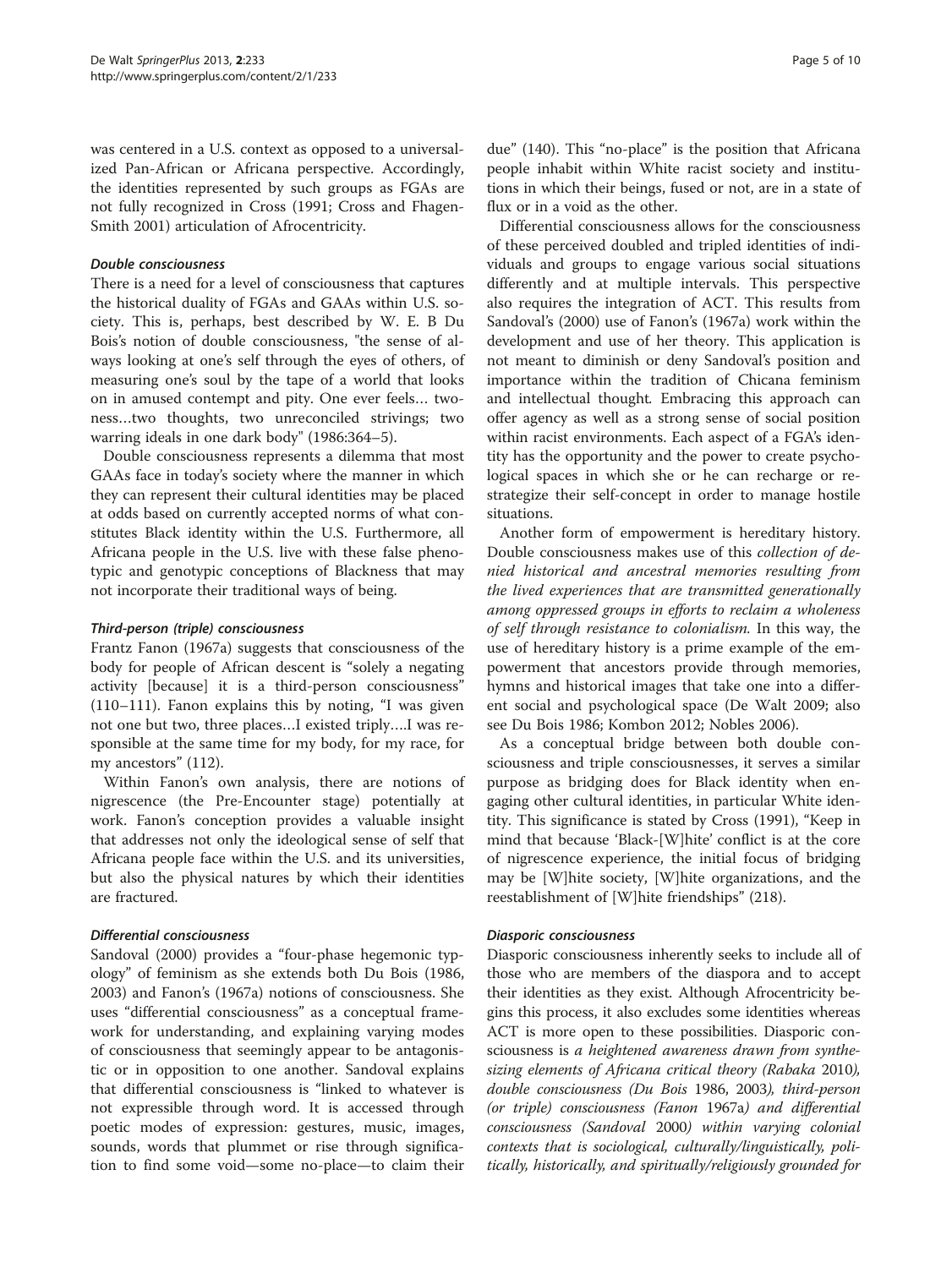was centered in a U.S. context as opposed to a universalized Pan-African or Africana perspective. Accordingly, the identities represented by such groups as FGAs are not fully recognized in Cross (1991; Cross and Fhagen-Smith 2001) articulation of Afrocentricity.

### *Double consciousness*

There is a need for a level of consciousness that captures the historical duality of FGAs and GAAs within U.S. society. This is, perhaps, best described by W. E. B Du Bois's notion of double consciousness, "the sense of always looking at one's self through the eyes of others, of measuring one's soul by the tape of a world that looks on in amused contempt and pity. One ever feels… twoness…two thoughts, two unreconciled strivings; two warring ideals in one dark body" (1986:364–5).

Double consciousness represents a dilemma that most GAAs face in today's society where the manner in which they can represent their cultural identities may be placed at odds based on currently accepted norms of what constitutes Black identity within the U.S. Furthermore, all Africana people in the U.S. live with these false phenotypic and genotypic conceptions of Blackness that may not incorporate their traditional ways of being.

### *Third-person (triple) consciousness*

Frantz Fanon (1967a) suggests that consciousness of the body for people of African descent is "solely a negating activity [because] it is a third-person consciousness" (110–111). Fanon explains this by noting, "I was given not one but two, three places…I existed triply….I was responsible at the same time for my body, for my race, for my ancestors" (112).

Within Fanon's own analysis, there are notions of nigrescence (the Pre-Encounter stage) potentially at work. Fanon's conception provides a valuable insight that addresses not only the ideological sense of self that Africana people face within the U.S. and its universities, but also the physical natures by which their identities are fractured.

### *Differential consciousness*

Sandoval (2000) provides a "four-phase hegemonic typology" of feminism as she extends both Du Bois (1986, 2003) and Fanon's (1967a) notions of consciousness. She uses "differential consciousness" as a conceptual framework for understanding, and explaining varying modes of consciousness that seemingly appear to be antagonistic or in opposition to one another. Sandoval explains that differential consciousness is "linked to whatever is not expressible through word. It is accessed through poetic modes of expression: gestures, music, images, sounds, words that plummet or rise through signification to find some void—some no-place—to claim their due" (140). This "no-place" is the position that Africana people inhabit within White racist society and institutions in which their beings, fused or not, are in a state of flux or in a void as the other.

Differential consciousness allows for the consciousness of these perceived doubled and tripled identities of individuals and groups to engage various social situations differently and at multiple intervals. This perspective also requires the integration of ACT. This results from Sandoval's (2000) use of Fanon's (1967a) work within the development and use of her theory. This application is not meant to diminish or deny Sandoval's position and importance within the tradition of Chicana feminism and intellectual thought. Embracing this approach can offer agency as well as a strong sense of social position within racist environments. Each aspect of a FGA's identity has the opportunity and the power to create psychological spaces in which she or he can recharge or re-strategize their self-concept in order to manage hostile situations.

Another form of empowerment is hereditary history. Double consciousness makes use of this *collection of denied historical and ancestral memories resulting from the lived experiences that are transmitted generationally among oppressed groups in efforts to reclaim a wholeness of self through resistance to colonialism.* In this way, the use of hereditary history is a prime example of the empowerment that ancestors provide through memories, hymns and historical images that take one into a different social and psychological space (De Walt 2009; also see Du Bois 1986; Kombon 2012; Nobles 2006).

As a conceptual bridge between both double consciousness and triple consciousnesses, it serves a similar purpose as bridging does for Black identity when engaging other cultural identities, in particular White identity. This significance is stated by Cross (1991), "Keep in mind that because 'Black-[W]hite' conflict is at the core of nigrescence experience, the initial focus of bridging may be [W]hite society, [W]hite organizations, and the reestablishment of [W]hite friendships" (218).

### *Diasporic consciousness*

Diasporic consciousness inherently seeks to include all of those who are members of the diaspora and to accept their identities as they exist. Although Afrocentricity begins this process, it also excludes some identities whereas ACT is more open to these possibilities. Diasporic consciousness is *a heightened awareness drawn from synthesizing elements of Africana critical theory (Rabaka 2010), double consciousness (Du Bois 1986, 2003), third-person (or triple) consciousness (Fanon 1967a) and differential consciousness (Sandoval 2000) within varying colonial contexts that is sociological, culturally/linguistically, politically, historically, and spiritually/religiously grounded for*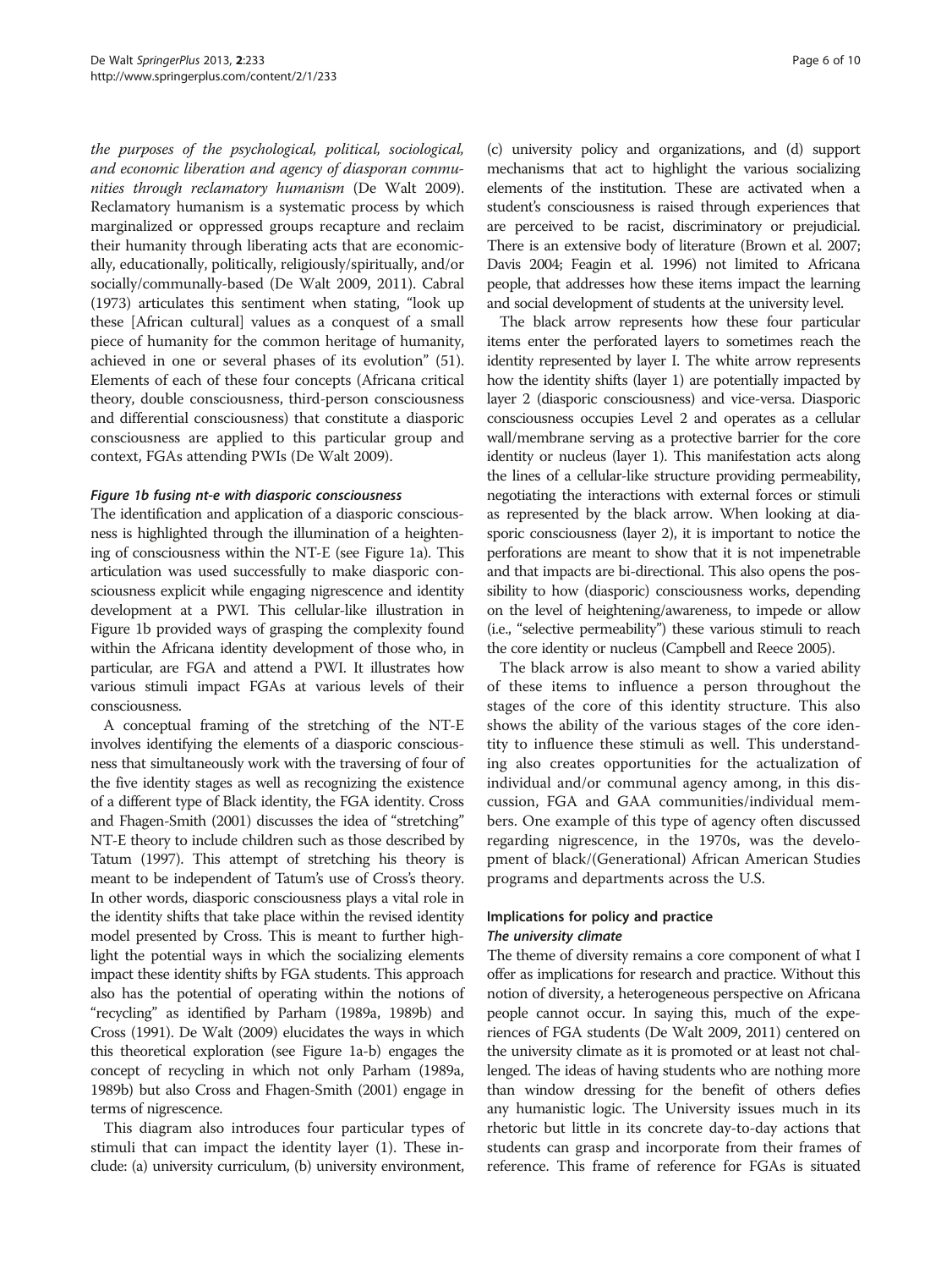*the purposes of the psychological, political, sociological, and economic liberation and agency of diasporan communities through reclamatory humanism* (De Walt 2009). Reclamatory humanism is a systematic process by which marginalized or oppressed groups recapture and reclaim their humanity through liberating acts that are economically, educationally, politically, religiously/spiritually, and/or socially/communally-based (De Walt 2009, 2011). Cabral (1973) articulates this sentiment when stating, "look up these [African cultural] values as a conquest of a small piece of humanity for the common heritage of humanity, achieved in one or several phases of its evolution" (51). Elements of each of these four concepts (Africana critical theory, double consciousness, third-person consciousness and differential consciousness) that constitute a diasporic consciousness are applied to this particular group and context, FGAs attending PWIs (De Walt 2009).

#### *Figure 1b fusing nt-e with diasporic consciousness*

The identification and application of a diasporic consciousness is highlighted through the illumination of a heightening of consciousness within the NT-E (see Figure 1a). This articulation was used successfully to make diasporic consciousness explicit while engaging nigrescence and identity development at a PWI. This cellular-like illustration in Figure 1b provided ways of grasping the complexity found within the Africana identity development of those who, in particular, are FGA and attend a PWI. It illustrates how various stimuli impact FGAs at various levels of their consciousness.

A conceptual framing of the stretching of the NT-E involves identifying the elements of a diasporic consciousness that simultaneously work with the traversing of four of the five identity stages as well as recognizing the existence of a different type of Black identity, the FGA identity. Cross and Fhagen-Smith (2001) discusses the idea of "stretching" NT-E theory to include children such as those described by Tatum (1997). This attempt of stretching his theory is meant to be independent of Tatum's use of Cross's theory. In other words, diasporic consciousness plays a vital role in the identity shifts that take place within the revised identity model presented by Cross. This is meant to further highlight the potential ways in which the socializing elements impact these identity shifts by FGA students. This approach also has the potential of operating within the notions of "recycling" as identified by Parham (1989a, 1989b) and Cross (1991). De Walt (2009) elucidates the ways in which this theoretical exploration (see Figure 1a-b) engages the concept of recycling in which not only Parham (1989a, 1989b) but also Cross and Fhagen-Smith (2001) engage in terms of nigrescence.

This diagram also introduces four particular types of stimuli that can impact the identity layer (1). These include: (a) university curriculum, (b) university environment, (c) university policy and organizations, and (d) support mechanisms that act to highlight the various socializing elements of the institution. These are activated when a student's consciousness is raised through experiences that are perceived to be racist, discriminatory or prejudicial. There is an extensive body of literature (Brown et al. 2007; Davis 2004; Feagin et al. 1996) not limited to Africana people, that addresses how these items impact the learning and social development of students at the university level.

The black arrow represents how these four particular items enter the perforated layers to sometimes reach the identity represented by layer I. The white arrow represents how the identity shifts (layer 1) are potentially impacted by layer 2 (diasporic consciousness) and vice-versa. Diasporic consciousness occupies Level 2 and operates as a cellular wall/membrane serving as a protective barrier for the core identity or nucleus (layer 1). This manifestation acts along the lines of a cellular-like structure providing permeability, negotiating the interactions with external forces or stimuli as represented by the black arrow. When looking at diasporic consciousness (layer 2), it is important to notice the perforations are meant to show that it is not impenetrable and that impacts are bi-directional. This also opens the possibility to how (diasporic) consciousness works, depending on the level of heightening/awareness, to impede or allow (i.e., "selective permeability") these various stimuli to reach the core identity or nucleus (Campbell and Reece 2005).

The black arrow is also meant to show a varied ability of these items to influence a person throughout the stages of the core of this identity structure. This also shows the ability of the various stages of the core identity to influence these stimuli as well. This understanding also creates opportunities for the actualization of individual and/or communal agency among, in this discussion, FGA and GAA communities/individual members. One example of this type of agency often discussed regarding nigrescence, in the 1970s, was the development of black/(Generational) African American Studies programs and departments across the U.S.

### Implications for policy and practice

#### *The university climate*

The theme of diversity remains a core component of what I offer as implications for research and practice. Without this notion of diversity, a heterogeneous perspective on Africana people cannot occur. In saying this, much of the experiences of FGA students (De Walt 2009, 2011) centered on the university climate as it is promoted or at least not challenged. The ideas of having students who are nothing more than window dressing for the benefit of others defies any humanistic logic. The University issues much in its rhetoric but little in its concrete day-to-day actions that students can grasp and incorporate from their frames of reference. This frame of reference for FGAs is situated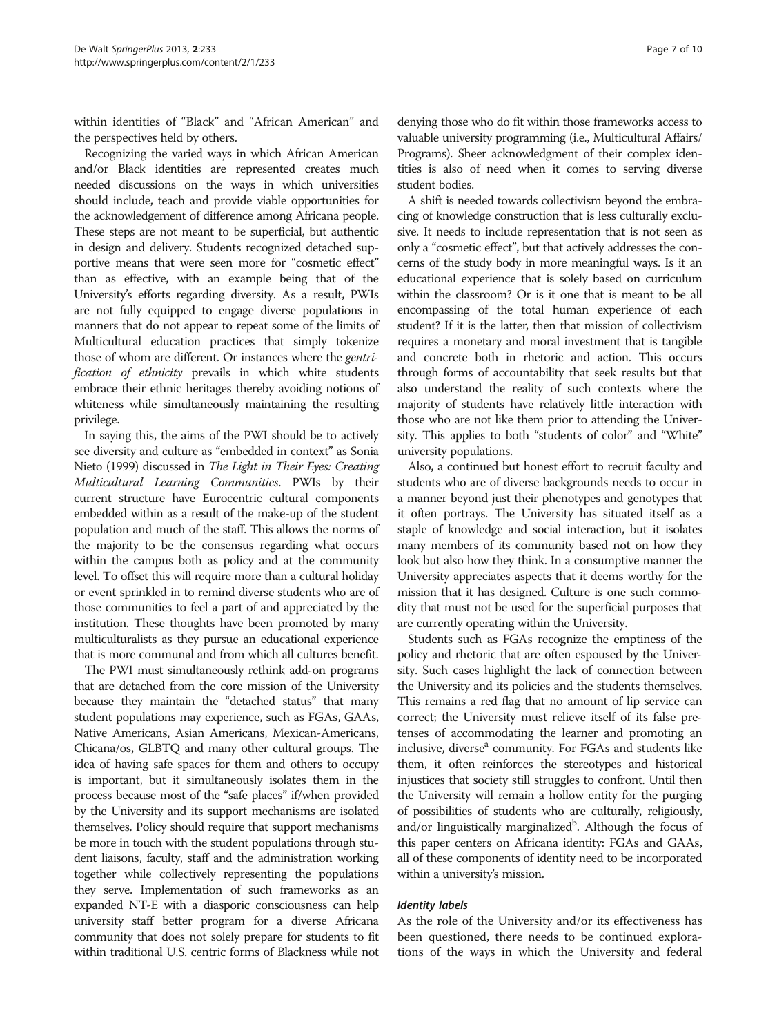within identities of "Black" and "African American" and the perspectives held by others.

Recognizing the varied ways in which African American and/or Black identities are represented creates much needed discussions on the ways in which universities should include, teach and provide viable opportunities for the acknowledgement of difference among Africana people. These steps are not meant to be superficial, but authentic in design and delivery. Students recognized detached supportive means that were seen more for "cosmetic effect" than as effective, with an example being that of the University's efforts regarding diversity. As a result, PWIs are not fully equipped to engage diverse populations in manners that do not appear to repeat some of the limits of Multicultural education practices that simply tokenize those of whom are different. Or instances where the *gentrification of ethnicity* prevails in which white students embrace their ethnic heritages thereby avoiding notions of whiteness while simultaneously maintaining the resulting privilege.

In saying this, the aims of the PWI should be to actively see diversity and culture as "embedded in context" as Sonia Nieto (1999) discussed in *The Light in Their Eyes: Creating Multicultural Learning Communities*. PWIs by their current structure have Eurocentric cultural components embedded within as a result of the make-up of the student population and much of the staff. This allows the norms of the majority to be the consensus regarding what occurs within the campus both as policy and at the community level. To offset this will require more than a cultural holiday or event sprinkled in to remind diverse students who are of those communities to feel a part of and appreciated by the institution. These thoughts have been promoted by many multiculturalists as they pursue an educational experience that is more communal and from which all cultures benefit.

The PWI must simultaneously rethink add-on programs that are detached from the core mission of the University because they maintain the "detached status" that many student populations may experience, such as FGAs, GAAs, Native Americans, Asian Americans, Mexican-Americans, Chicana/os, GLBTQ and many other cultural groups. The idea of having safe spaces for them and others to occupy is important, but it simultaneously isolates them in the process because most of the "safe places" if/when provided by the University and its support mechanisms are isolated themselves. Policy should require that support mechanisms be more in touch with the student populations through student liaisons, faculty, staff and the administration working together while collectively representing the populations they serve. Implementation of such frameworks as an expanded NT-E with a diasporic consciousness can help university staff better program for a diverse Africana community that does not solely prepare for students to fit within traditional U.S. centric forms of Blackness while not denying those who do fit within those frameworks access to valuable university programming (i.e., Multicultural Affairs/ Programs). Sheer acknowledgment of their complex identities is also of need when it comes to serving diverse student bodies.

A shift is needed towards collectivism beyond the embracing of knowledge construction that is less culturally exclusive. It needs to include representation that is not seen as only a "cosmetic effect", but that actively addresses the concerns of the study body in more meaningful ways. Is it an educational experience that is solely based on curriculum within the classroom? Or is it one that is meant to be all encompassing of the total human experience of each student? If it is the latter, then that mission of collectivism requires a monetary and moral investment that is tangible and concrete both in rhetoric and action. This occurs through forms of accountability that seek results but that also understand the reality of such contexts where the majority of students have relatively little interaction with those who are not like them prior to attending the University. This applies to both "students of color" and "White" university populations.

Also, a continued but honest effort to recruit faculty and students who are of diverse backgrounds needs to occur in a manner beyond just their phenotypes and genotypes that it often portrays. The University has situated itself as a staple of knowledge and social interaction, but it isolates many members of its community based not on how they look but also how they think. In a consumptive manner the University appreciates aspects that it deems worthy for the mission that it has designed. Culture is one such commodity that must not be used for the superficial purposes that are currently operating within the University.

Students such as FGAs recognize the emptiness of the policy and rhetoric that are often espoused by the University. Such cases highlight the lack of connection between the University and its policies and the students themselves. This remains a red flag that no amount of lip service can correct; the University must relieve itself of its false pretenses of accommodating the learner and promoting an inclusive, diverse[a] community. For FGAs and students like them, it often reinforces the stereotypes and historical injustices that society still struggles to confront. Until then the University will remain a hollow entity for the purging of possibilities of students who are culturally, religiously, and/or linguistically marginalized[b]. Although the focus of this paper centers on Africana identity: FGAs and GAAs, all of these components of identity need to be incorporated within a university's mission.

### Identity labels

As the role of the University and/or its effectiveness has been questioned, there needs to be continued explorations of the ways in which the University and federal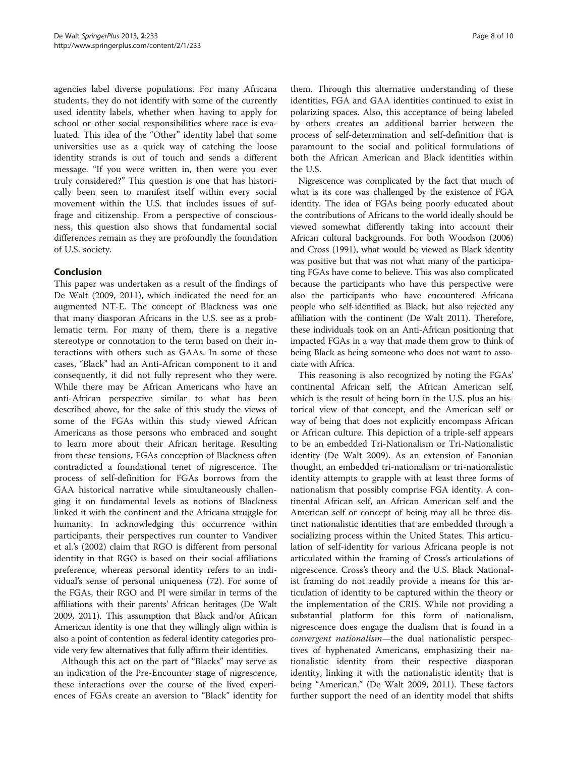agencies label diverse populations. For many Africana students, they do not identify with some of the currently used identity labels, whether when having to apply for school or other social responsibilities where race is evaluated. This idea of the "Other" identity label that some universities use as a quick way of catching the loose identity strands is out of touch and sends a different message. "If you were written in, then were you ever truly considered?" This question is one that has historically been seen to manifest itself within every social movement within the U.S. that includes issues of suffrage and citizenship. From a perspective of consciousness, this question also shows that fundamental social differences remain as they are profoundly the foundation of U.S. society.

## Conclusion

This paper was undertaken as a result of the findings of De Walt (2009, 2011), which indicated the need for an augmented NT-E. The concept of Blackness was one that many diasporan Africans in the U.S. see as a problematic term. For many of them, there is a negative stereotype or connotation to the term based on their interactions with others such as GAAs. In some of these cases, "Black" had an Anti-African component to it and consequently, it did not fully represent who they were. While there may be African Americans who have an anti-African perspective similar to what has been described above, for the sake of this study the views of some of the FGAs within this study viewed African Americans as those persons who embraced and sought to learn more about their African heritage. Resulting from these tensions, FGAs conception of Blackness often contradicted a foundational tenet of nigrescence. The process of self-definition for FGAs borrows from the GAA historical narrative while simultaneously challenging it on fundamental levels as notions of Blackness linked it with the continent and the Africana struggle for humanity. In acknowledging this occurrence within participants, their perspectives run counter to Vandiver et al.'s (2002) claim that RGO is different from personal identity in that RGO is based on their social affiliations preference, whereas personal identity refers to an individual's sense of personal uniqueness (72). For some of the FGAs, their RGO and PI were similar in terms of the affiliations with their parents' African heritages (De Walt 2009, 2011). This assumption that Black and/or African American identity is one that they willingly align within is also a point of contention as federal identity categories provide very few alternatives that fully affirm their identities.

Although this act on the part of "Blacks" may serve as an indication of the Pre-Encounter stage of nigrescence, these interactions over the course of the lived experiences of FGAs create an aversion to "Black" identity for them. Through this alternative understanding of these identities, FGA and GAA identities continued to exist in polarizing spaces. Also, this acceptance of being labeled by others creates an additional barrier between the process of self-determination and self-definition that is paramount to the social and political formulations of both the African American and Black identities within the U.S.

Nigrescence was complicated by the fact that much of what is its core was challenged by the existence of FGA identity. The idea of FGAs being poorly educated about the contributions of Africans to the world ideally should be viewed somewhat differently taking into account their African cultural backgrounds. For both Woodson (2006) and Cross (1991), what would be viewed as Black identity was positive but that was not what many of the participating FGAs have come to believe. This was also complicated because the participants who have this perspective were also the participants who have encountered Africana people who self-identified as Black, but also rejected any affiliation with the continent (De Walt 2011). Therefore, these individuals took on an Anti-African positioning that impacted FGAs in a way that made them grow to think of being Black as being someone who does not want to associate with Africa.

This reasoning is also recognized by noting the FGAs' continental African self, the African American self, which is the result of being born in the U.S. plus an historical view of that concept, and the American self or way of being that does not explicitly encompass African or African culture. This depiction of a triple-self appears to be an embedded Tri-Nationalism or Tri-Nationalistic identity (De Walt 2009). As an extension of Fanonian thought, an embedded tri-nationalism or tri-nationalistic identity attempts to grapple with at least three forms of nationalism that possibly comprise FGA identity. A continental African self, an African American self and the American self or concept of being may all be three distinct nationalistic identities that are embedded through a socializing process within the United States. This articulation of self-identity for various Africana people is not articulated within the framing of Cross's articulations of nigrescence. Cross's theory and the U.S. Black Nationalist framing do not readily provide a means for this articulation of identity to be captured within the theory or the implementation of the CRIS. While not providing a substantial platform for this form of nationalism, nigrescence does engage the dualism that is found in a *convergent nationalism*—the dual nationalistic perspectives of hyphenated Americans, emphasizing their nationalistic identity from their respective diasporan identity, linking it with the nationalistic identity that is being "American." (De Walt 2009, 2011). These factors further support the need of an identity model that shifts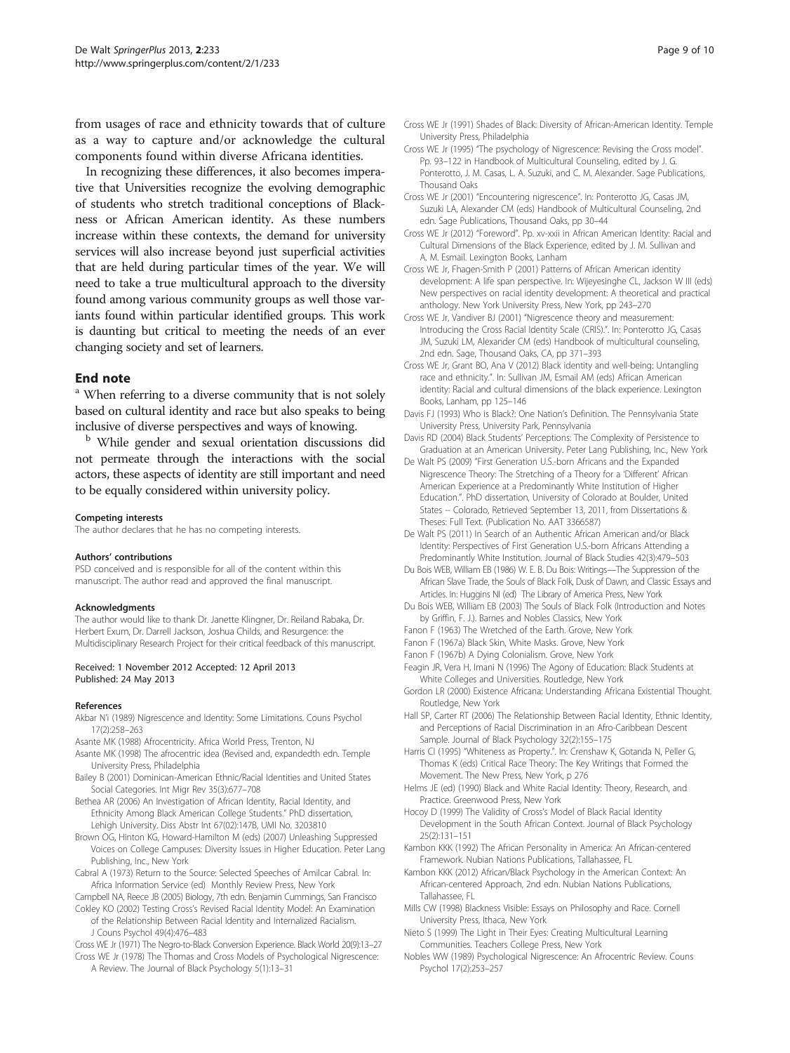from usages of race and ethnicity towards that of culture as a way to capture and/or acknowledge the cultural components found within diverse Africana identities.

In recognizing these differences, it also becomes imperative that Universities recognize the evolving demographic of students who stretch traditional conceptions of Blackness or African American identity. As these numbers increase within these contexts, the demand for university services will also increase beyond just superficial activities that are held during particular times of the year. We will need to take a true multicultural approach to the diversity found among various community groups as well those variants found within particular identified groups. This work is daunting but critical to meeting the needs of an ever changing society and set of learners.

## End note

[a] When referring to a diverse community that is not solely based on cultural identity and race but also speaks to being inclusive of diverse perspectives and ways of knowing.

[b] While gender and sexual orientation discussions did not permeate through the interactions with the social actors, these aspects of identity are still important and need to be equally considered within university policy.

#### Competing interests

The author declares that he has no competing interests.

#### Authors' contributions

PSD conceived and is responsible for all of the content within this manuscript. The author read and approved the final manuscript.

#### Acknowledgments

The author would like to thank Dr. Janette Klingner, Dr. Reiland Rabaka, Dr. Herbert Exum, Dr. Darrell Jackson, Joshua Childs, and Resurgence: the Multidisciplinary Research Project for their critical feedback of this manuscript.

Received: 1 November 2012 Accepted: 12 April 2013
Published: 24 May 2013

#### References

Akbar N'i (1989) Nigrescence and Identity: Some Limitations. Couns Psychol 17(2):258–263

Asante MK (1988) Afrocentricity. Africa World Press, Trenton, NJ

Asante MK (1998) The afrocentric idea (Revised and, expandedth edn. Temple University Press, Philadelphia

Bailey B (2001) Dominican-American Ethnic/Racial Identities and United States Social Categories. Int Migr Rev 35(3):677–708

Bethea AR (2006) An Investigation of African Identity, Racial Identity, and Ethnicity Among Black American College Students." PhD dissertation, Lehigh University. Diss Abstr Int 67(02):147B, UMI No. 3203810

Brown OG, Hinton KG, Howard-Hamilton M (eds) (2007) Unleashing Suppressed Voices on College Campuses: Diversity Issues in Higher Education. Peter Lang Publishing, Inc., New York

Cabral A (1973) Return to the Source: Selected Speeches of Amilcar Cabral. In: Africa Information Service (ed) Monthly Review Press, New York

Campbell NA, Reece JB (2005) Biology, 7th edn. Benjamin Cummings, San Francisco

Cokley KO (2002) Testing Cross's Revised Racial Identity Model: An Examination of the Relationship Between Racial Identity and Internalized Racialism. J Couns Psychol 49(4):476–483

Cross WE Jr (1971) The Negro-to-Black Conversion Experience. Black World 20(9):13–27

Cross WE Jr (1978) The Thomas and Cross Models of Psychological Nigrescence: A Review. The Journal of Black Psychology 5(1):13–31

Cross WE Jr (1991) Shades of Black: Diversity of African-American Identity. Temple University Press, Philadelphia

Cross WE Jr (1995) "The psychology of Nigrescence: Revising the Cross model". Pp. 93–122 in Handbook of Multicultural Counseling, edited by J. G. Ponterotto, J. M. Casas, L. A. Suzuki, and C. M. Alexander. Sage Publications, Thousand Oaks

Cross WE Jr (2001) "Encountering nigrescence". In: Ponterotto JG, Casas JM, Suzuki LA, Alexander CM (eds) Handbook of Multicultural Counseling, 2nd edn. Sage Publications, Thousand Oaks, pp 30–44

Cross WE Jr (2012) "Foreword". Pp. xv-xxii in African American Identity: Racial and Cultural Dimensions of the Black Experience, edited by J. M. Sullivan and A. M. Esmail. Lexington Books, Lanham

Cross WE Jr, Fhagen-Smith P (2001) Patterns of African American identity development: A life span perspective. In: Wijeyesinghe CL, Jackson W III (eds) New perspectives on racial identity development: A theoretical and practical anthology. New York University Press, New York, pp 243–270

Cross WE Jr, Vandiver BJ (2001) "Nigrescence theory and measurement: Introducing the Cross Racial Identity Scale (CRIS).". In: Ponterotto JG, Casas JM, Suzuki LM, Alexander CM (eds) Handbook of multicultural counseling, 2nd edn. Sage, Thousand Oaks, CA, pp 371–393

Cross WE Jr, Grant BO, Ana V (2012) Black identity and well-being: Untangling race and ethnicity.". In: Sullivan JM, Esmail AM (eds) African American identity: Racial and cultural dimensions of the black experience. Lexington Books, Lanham, pp 125–146

Davis FJ (1993) Who is Black?: One Nation's Definition. The Pennsylvania State University Press, University Park, Pennsylvania

Davis RD (2004) Black Students' Perceptions: The Complexity of Persistence to Graduation at an American University. Peter Lang Publishing, Inc., New York

De Walt PS (2009) "First Generation U.S.-born Africans and the Expanded Nigrescence Theory: The Stretching of a Theory for a 'Different' African American Experience at a Predominantly White Institution of Higher Education.". PhD dissertation, University of Colorado at Boulder, United States -- Colorado, Retrieved September 13, 2011, from Dissertations & Theses: Full Text. (Publication No. AAT 3366587)

De Walt PS (2011) In Search of an Authentic African American and/or Black Identity: Perspectives of First Generation U.S.-born Africans Attending a Predominantly White Institution. Journal of Black Studies 42(3):479–503

Du Bois WEB, William EB (1986) W. E. B. Du Bois: Writings—The Suppression of the African Slave Trade, the Souls of Black Folk, Dusk of Dawn, and Classic Essays and Articles. In: Huggins NI (ed) The Library of America Press, New York

Du Bois WEB, William EB (2003) The Souls of Black Folk (Introduction and Notes by Griffin, F. J.). Barnes and Nobles Classics, New York

Fanon F (1963) The Wretched of the Earth. Grove, New York

Fanon F (1967a) Black Skin, White Masks. Grove, New York

Fanon F (1967b) A Dying Colonialism. Grove, New York

Feagin JR, Vera H, Imani N (1996) The Agony of Education: Black Students at White Colleges and Universities. Routledge, New York

Gordon LR (2000) Existence Africana: Understanding Africana Existential Thought. Routledge, New York

Hall SP, Carter RT (2006) The Relationship Between Racial Identity, Ethnic Identity, and Perceptions of Racial Discrimination in an Afro-Caribbean Descent Sample. Journal of Black Psychology 32(2):155–175

Harris CI (1995) "Whiteness as Property.". In: Crenshaw K, Gotanda N, Peller G, Thomas K (eds) Critical Race Theory: The Key Writings that Formed the Movement. The New Press, New York, p 276

Helms JE (ed) (1990) Black and White Racial Identity: Theory, Research, and Practice. Greenwood Press, New York

Hocoy D (1999) The Validity of Cross's Model of Black Racial Identity Development in the South African Context. Journal of Black Psychology 25(2):131–151

Kambon KKK (1992) The African Personality in America: An African-centered Framework. Nubian Nations Publications, Tallahassee, FL

Kambon KKK (2012) African/Black Psychology in the American Context: An African-centered Approach, 2nd edn. Nubian Nations Publications, Tallahassee, FL

Mills CW (1998) Blackness Visible: Essays on Philosophy and Race. Cornell University Press, Ithaca, New York

Nieto S (1999) The Light in Their Eyes: Creating Multicultural Learning Communities. Teachers College Press, New York

Nobles WW (1989) Psychological Nigrescence: An Afrocentric Review. Couns Psychol 17(2):253–257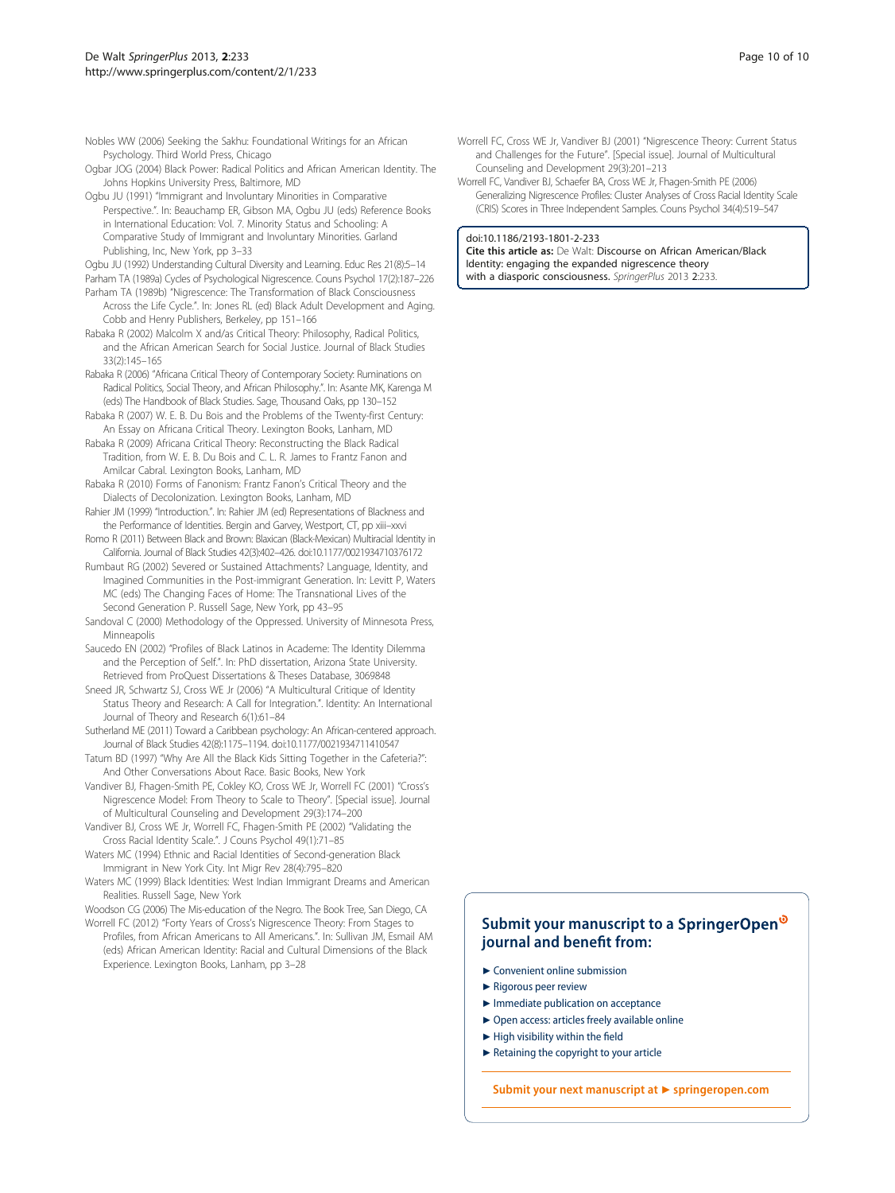Nobles WW (2006) Seeking the Sakhu: Foundational Writings for an African Psychology. Third World Press, Chicago

Ogbar JOG (2004) Black Power: Radical Politics and African American Identity. The Johns Hopkins University Press, Baltimore, MD

Ogbu JU (1991) "Immigrant and Involuntary Minorities in Comparative Perspective.". In: Beauchamp ER, Gibson MA, Ogbu JU (eds) Reference Books in International Education: Vol. 7. Minority Status and Schooling: A Comparative Study of Immigrant and Involuntary Minorities. Garland Publishing, Inc, New York, pp 3–33

Ogbu JU (1992) Understanding Cultural Diversity and Learning. Educ Res 21(8):5–14

Parham TA (1989a) Cycles of Psychological Nigrescence. Couns Psychol 17(2):187–226

Parham TA (1989b) "Nigrescence: The Transformation of Black Consciousness Across the Life Cycle.". In: Jones RL (ed) Black Adult Development and Aging. Cobb and Henry Publishers, Berkeley, pp 151–166

Rabaka R (2002) Malcolm X and/as Critical Theory: Philosophy, Radical Politics, and the African American Search for Social Justice. Journal of Black Studies 33(2):145–165

Rabaka R (2006) "Africana Critical Theory of Contemporary Society: Ruminations on Radical Politics, Social Theory, and African Philosophy.". In: Asante MK, Karenga M (eds) The Handbook of Black Studies. Sage, Thousand Oaks, pp 130–152

Rabaka R (2007) W. E. B. Du Bois and the Problems of the Twenty-first Century: An Essay on Africana Critical Theory. Lexington Books, Lanham, MD

Rabaka R (2009) Africana Critical Theory: Reconstructing the Black Radical Tradition, from W. E. B. Du Bois and C. L. R. James to Frantz Fanon and Amilcar Cabral. Lexington Books, Lanham, MD

Rabaka R (2010) Forms of Fanonism: Frantz Fanon's Critical Theory and the Dialects of Decolonization. Lexington Books, Lanham, MD

Rahier JM (1999) "Introduction.". In: Rahier JM (ed) Representations of Blackness and the Performance of Identities. Bergin and Garvey, Westport, CT, pp xiii–xxvi

Romo R (2011) Between Black and Brown: Blaxican (Black-Mexican) Multiracial Identity in California. Journal of Black Studies 42(3):402–426. doi:10.1177/0021934710376172

Rumbaut RG (2002) Severed or Sustained Attachments? Language, Identity, and Imagined Communities in the Post-immigrant Generation. In: Levitt P, Waters MC (eds) The Changing Faces of Home: The Transnational Lives of the Second Generation P. Russell Sage, New York, pp 43–95

Sandoval C (2000) Methodology of the Oppressed. University of Minnesota Press, Minneapolis

Saucedo EN (2002) "Profiles of Black Latinos in Academe: The Identity Dilemma and the Perception of Self.". In: PhD dissertation, Arizona State University. Retrieved from ProQuest Dissertations & Theses Database, 3069848

Sneed JR, Schwartz SJ, Cross WE Jr (2006) "A Multicultural Critique of Identity Status Theory and Research: A Call for Integration.". Identity: An International Journal of Theory and Research 6(1):61–84

Sutherland ME (2011) Toward a Caribbean psychology: An African-centered approach. Journal of Black Studies 42(8):1175–1194. doi:10.1177/0021934711410547

Tatum BD (1997) "Why Are All the Black Kids Sitting Together in the Cafeteria?": And Other Conversations About Race. Basic Books, New York

Vandiver BJ, Fhagen-Smith PE, Cokley KO, Cross WE Jr, Worrell FC (2001) "Cross's Nigrescence Model: From Theory to Scale to Theory". [Special issue]. Journal of Multicultural Counseling and Development 29(3):174–200

Vandiver BJ, Cross WE Jr, Worrell FC, Fhagen-Smith PE (2002) "Validating the Cross Racial Identity Scale.". J Couns Psychol 49(1):71–85

Waters MC (1994) Ethnic and Racial Identities of Second-generation Black Immigrant in New York City. Int Migr Rev 28(4):795–820

Waters MC (1999) Black Identities: West Indian Immigrant Dreams and American Realities. Russell Sage, New York

Woodson CG (2006) The Mis-education of the Negro. The Book Tree, San Diego, CA

Worrell FC (2012) "Forty Years of Cross's Nigrescence Theory: From Stages to Profiles, from African Americans to All Americans.". In: Sullivan JM, Esmail AM (eds) African American Identity: Racial and Cultural Dimensions of the Black Experience. Lexington Books, Lanham, pp 3–28

Worrell FC, Cross WE Jr, Vandiver BJ (2001) "Nigrescence Theory: Current Status and Challenges for the Future". [Special issue]. Journal of Multicultural Counseling and Development 29(3):201–213

Worrell FC, Vandiver BJ, Schaefer BA, Cross WE Jr, Fhagen-Smith PE (2006) Generalizing Nigrescence Profiles: Cluster Analyses of Cross Racial Identity Scale (CRIS) Scores in Three Independent Samples. Couns Psychol 34(4):519–547

doi:10.1186/2193-1801-2-233

**Cite this article as:** De Walt: Discourse on African American/Black Identity: engaging the expanded nigrescence theory with a diasporic consciousness. *SpringerPlus* 2013 **2**:233.

**Submit your manuscript to a SpringerOpen journal and benefit from:**

- ► Convenient online submission
- ► Rigorous peer review
- ► Immediate publication on acceptance
- ► Open access: articles freely available online
- ► High visibility within the field
- ► Retaining the copyright to your article

**Submit your next manuscript at ► springeropen.com**